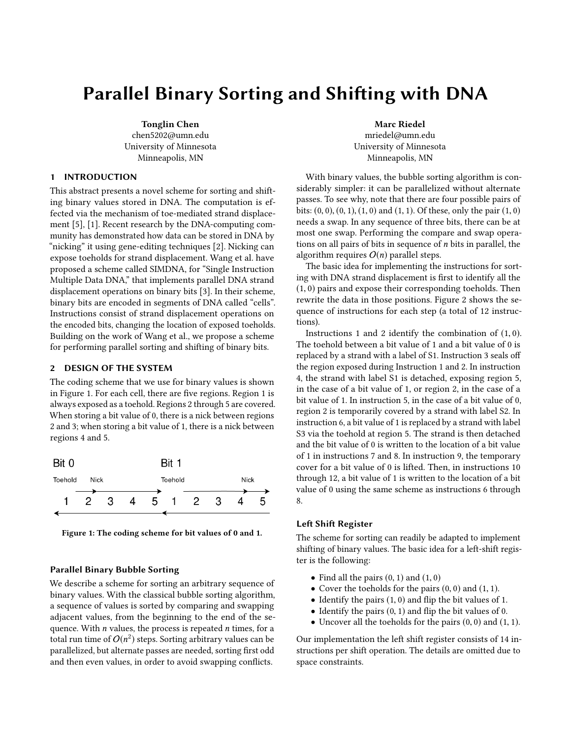# Parallel Binary Sorting and Shifting with DNA

**Tonglin Chen**
chen5202@umn.edu
University of Minnesota
Minneapolis, MN

**Marc Riedel**
mriedel@umn.edu
University of Minnesota
Minneapolis, MN

## 1 INTRODUCTION

This abstract presents a novel scheme for sorting and shifting binary values stored in DNA. The computation is effected via the mechanism of toe-mediated strand displacement [5], [1]. Recent research by the DNA-computing community has demonstrated how data can be stored in DNA by "nicking" it using gene-editing techniques [2]. Nicking can expose toeholds for strand displacement. Wang et al. have proposed a scheme called SIMDNA, for "Single Instruction Multiple Data DNA," that implements parallel DNA strand displacement operations on binary bits [3]. In their scheme, binary bits are encoded in segments of DNA called "cells". Instructions consist of strand displacement operations on the encoded bits, changing the location of exposed toeholds. Building on the work of Wang et al., we propose a scheme for performing parallel sorting and shifting of binary bits.

## 2 DESIGN OF THE SYSTEM

The coding scheme that we use for binary values is shown in Figure 1. For each cell, there are five regions. Region 1 is always exposed as a toehold. Regions 2 through 5 are covered. When storing a bit value of 0, there is a nick between regions 2 and 3; when storing a bit value of 1, there is a nick between regions 4 and 5.

Bit 0 | Bit 1

Toehold | Nick | Toehold | Nick

1 2 3 4 5 1 2 3 4 5

**Figure 1: The coding scheme for bit values of 0 and 1.**

### Parallel Binary Bubble Sorting

We describe a scheme for sorting an arbitrary sequence of binary values. With the classical bubble sorting algorithm, a sequence of values is sorted by comparing and swapping adjacent values, from the beginning to the end of the sequence. With $n$ values, the process is repeated $n$ times, for a total run time of $O(n^2)$ steps. Sorting arbitrary values can be parallelized, but alternate passes are needed, sorting first odd and then even values, in order to avoid swapping conflicts.

With binary values, the bubble sorting algorithm is considerably simpler: it can be parallelized without alternate passes. To see why, note that there are four possible pairs of bits: $(0, 0)$, $(0, 1)$, $(1, 0)$ and $(1, 1)$. Of these, only the pair $(1, 0)$ needs a swap. In any sequence of three bits, there can be at most one swap. Performing the compare and swap operations on all pairs of bits in sequence of $n$ bits in parallel, the algorithm requires $O(n)$ parallel steps.

The basic idea for implementing the instructions for sorting with DNA strand displacement is first to identify all the $(1, 0)$ pairs and expose their corresponding toeholds. Then rewrite the data in those positions. Figure 2 shows the sequence of instructions for each step (a total of 12 instructions).

Instructions 1 and 2 identify the combination of $(1, 0)$. The toehold between a bit value of 1 and a bit value of 0 is replaced by a strand with a label of S1. Instruction 3 seals off the region exposed during Instruction 1 and 2. In instruction 4, the strand with label S1 is detached, exposing region 5, in the case of a bit value of 1, or region 2, in the case of a bit value of 1. In instruction 5, in the case of a bit value of 0, region 2 is temporarily covered by a strand with label S2. In instruction 6, a bit value of 1 is replaced by a strand with label S3 via the toehold at region 5. The strand is then detached and the bit value of 0 is written to the location of a bit value of 1 in instructions 7 and 8. In instruction 9, the temporary cover for a bit value of 0 is lifted. Then, in instructions 10 through 12, a bit value of 1 is written to the location of a bit value of 0 using the same scheme as instructions 6 through 8.

### Left Shift Register

The scheme for sorting can readily be adapted to implement shifting of binary values. The basic idea for a left-shift register is the following:

- Find all the pairs $(0, 1)$ and $(1, 0)$
- Cover the toeholds for the pairs $(0, 0)$ and $(1, 1)$.
- Identify the pairs $(1, 0)$ and flip the bit values of 1.
- Identify the pairs $(0, 1)$ and flip the bit values of 0.
- Uncover all the toeholds for the pairs $(0, 0)$ and $(1, 1)$.

Our implementation the left shift register consists of 14 instructions per shift operation. The details are omitted due to space constraints.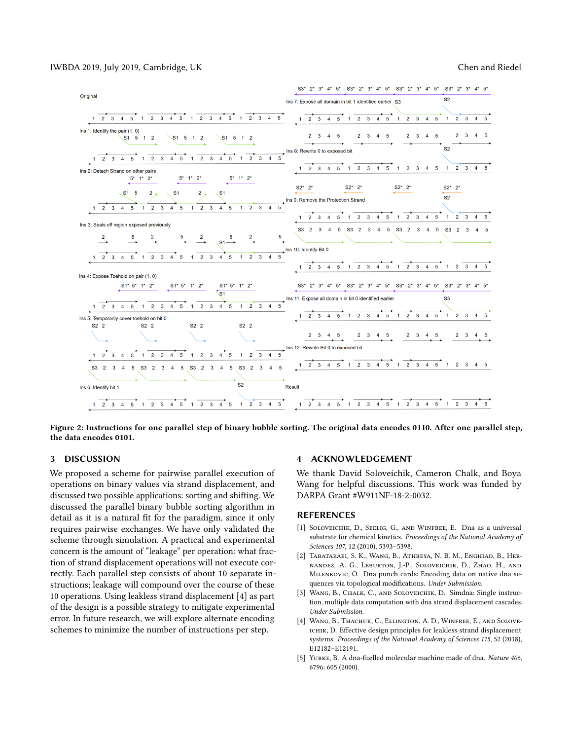Original

Ins 1: Identify the pair (1, 0)

Ins 2: Detach Strand on other pairs

Ins 3: Seals off region exposed previously

Ins 4: Expose Toehold on pair (1, 0)

Ins 5: Temporarily cover toehold on bit 0

Ins 6: Identify bit 1

Ins 7: Expose all domain in bit 1 identified earlier

Ins 8: Rewrite 0 to exposed bit

Ins 9: Remove the Protection Strand

Ins 10: Identify Bit 0

Ins 11: Expose all domain in bit 0 identified earlier

Ins 12: Rewrite Bit 0 to exposed bit

Result

**Figure 2: Instructions for one parallel step of binary bubble sorting. The original data encodes 0110. After one parallel step, the data encodes 0101.**

## 3 DISCUSSION

We proposed a scheme for pairwise parallel execution of operations on binary values via strand displacement, and discussed two possible applications: sorting and shifting. We discussed the parallel binary bubble sorting algorithm in detail as it is a natural fit for the paradigm, since it only requires pairwise exchanges. We have only validated the scheme through simulation. A practical and experimental concern is the amount of "leakage" per operation: what fraction of strand displacement operations will not execute correctly. Each parallel step consists of about 10 separate instructions; leakage will compound over the course of these 10 operations. Using leakless strand displacement [4] as part of the design is a possible strategy to mitigate experimental error. In future research, we will explore alternate encoding schemes to minimize the number of instructions per step.

## 4 ACKNOWLEDGEMENT

We thank David Soloveichik, Cameron Chalk, and Boya Wang for helpful discussions. This work was funded by DARPA Grant #W911NF-18-2-0032.

## REFERENCES

[1] Soloveichik, D., Seelig, G., and Winfree, E. Dna as a universal substrate for chemical kinetics. *Proceedings of the National Academy of Sciences 107*, 12 (2010), 5393–5398.

[2] Tabatabaei, S. K., Wang, B., Athreya, N. B. M., Enghiad, B., Hernandez, A. G., Leburton, J.-P., Soloveichik, D., Zhao, H., and Milenkovic, O. Dna punch cards: Encoding data on native dna sequences via topological modifications. *Under Submission*.

[3] Wang, B., Chalk, C., and Soloveichik, D. Simdna: Single instruction, multiple data computation with dna strand displacement cascades. *Under Submission*.

[4] Wang, B., Thachuk, C., Ellington, A. D., Winfree, E., and Soloveichik, D. Effective design principles for leakless strand displacement systems. *Proceedings of the National Academy of Sciences 115*, 52 (2018), E12182–E12191.

[5] Yurke, B. A dna-fuelled molecular machine made of dna. *Nature 406*, 6796: 605 (2000).